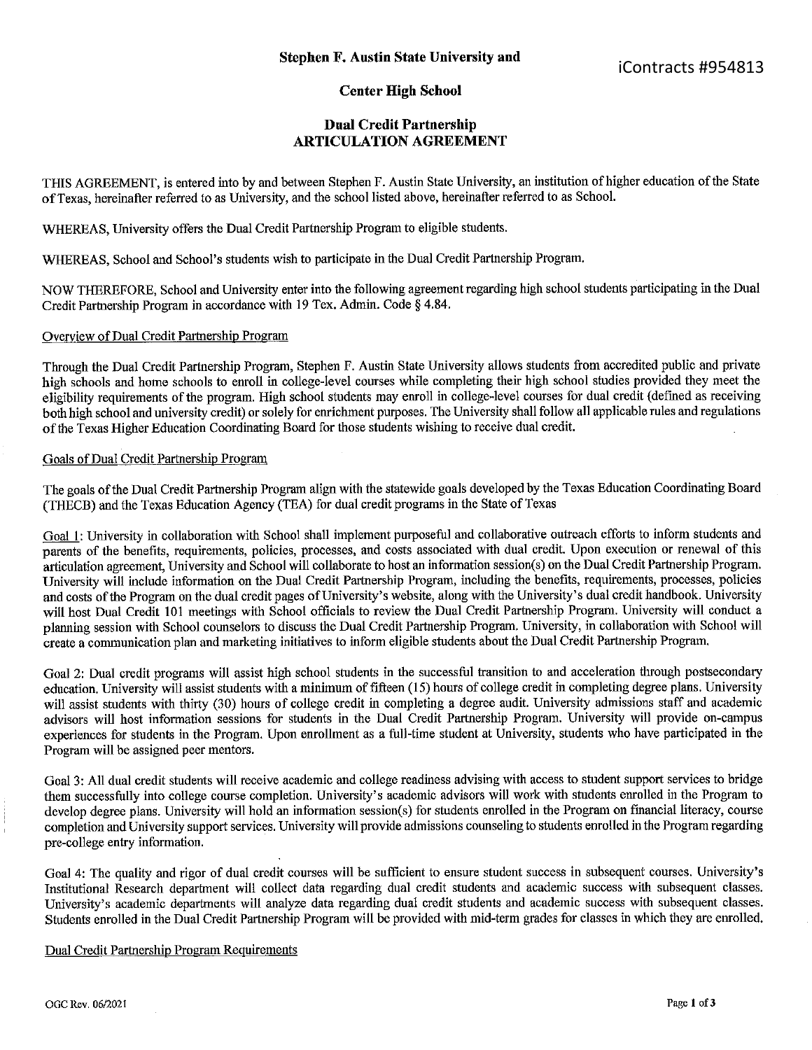iContracts #954813

**Stephen F. Austin State University and**

**Center High School**

# Dual Credit Partnership ARTICULATION AGREEMENT

THIS AGREEMENT, is entered into by and between Stephen F. Austin State University, an institution of higher education of the State of Texas, hereinafter referred to as University, and the school listed above, hereinafter referred to as School.

WHEREAS, University offers the Dual Credit Partnership Program to eligible students.

WHEREAS, School and School's students wish to participate in the Dual Credit Partnership Program.

NOW THEREFORE, School and University enter into the following agreement regarding high school students participating in the Dual Credit Partnership Program in accordance with 19 Tex. Admin. Code § 4.84.

## Overview of Dual Credit Partnership Program

Through the Dual Credit Partnership Program, Stephen F. Austin State University allows students from accredited public and private high schools and home schools to enroll in college-level courses while completing their high school studies provided they meet the eligibility requirements of the program. High school students may enroll in college-level courses for dual credit (defined as receiving both high school and university credit) or solely for enrichment purposes. The University shall follow all applicable rules and regulations of the Texas Higher Education Coordinating Board for those students wishing to receive dual credit.

## Goals of Dual Credit Partnership Program

The goals of the Dual Credit Partnership Program align with the statewide goals developed by the Texas Education Coordinating Board (THECB) and the Texas Education Agency (TEA) for dual credit programs in the State of Texas

Goal 1: University in collaboration with School shall implement purposeful and collaborative outreach efforts to inform students and parents of the benefits, requirements, policies, processes, and costs associated with dual credit. Upon execution or renewal of this articulation agreement, University and School will collaborate to host an information session(s) on the Dual Credit Partnership Program. University will include information on the Dual Credit Partnership Program, including the benefits, requirements, processes, policies and costs of the Program on the dual credit pages of University's website, along with the University's dual credit handbook. University will host Dual Credit 101 meetings with School officials to review the Dual Credit Partnership Program. University will conduct a planning session with School counselors to discuss the Dual Credit Partnership Program. University, in collaboration with School will create a communication plan and marketing initiatives to inform eligible students about the Dual Credit Partnership Program.

Goal 2: Dual credit programs will assist high school students in the successful transition to and acceleration through postsecondary education. University will assist students with a minimum of fifteen (15) hours of college credit in completing degree plans. University will assist students with thirty (30) hours of college credit in completing a degree audit. University admissions staff and academic advisors will host information sessions for students in the Dual Credit Partnership Program. University will provide on-campus experiences for students in the Program. Upon enrollment as a full-time student at University, students who have participated in the Program will be assigned peer mentors.

Goal 3: All dual credit students will receive academic and college readiness advising with access to student support services to bridge them successfully into college course completion. University's academic advisors will work with students enrolled in the Program to develop degree plans. University will hold an information session(s) for students enrolled in the Program on financial literacy, course completion and University support services. University will provide admissions counseling to students enrolled in the Program regarding pre-college entry information.

Goal 4: The quality and rigor of dual credit courses will be sufficient to ensure student success in subsequent courses. University's Institutional Research department will collect data regarding dual credit students and academic success with subsequent classes. University's academic departments will analyze data regarding dual credit students and academic success with subsequent classes. Students enrolled in the Dual Credit Partnership Program will be provided with mid-term grades for classes in which they are enrolled.

## Dual Credit Partnership Program Requirements

OGC Rev. 06/2021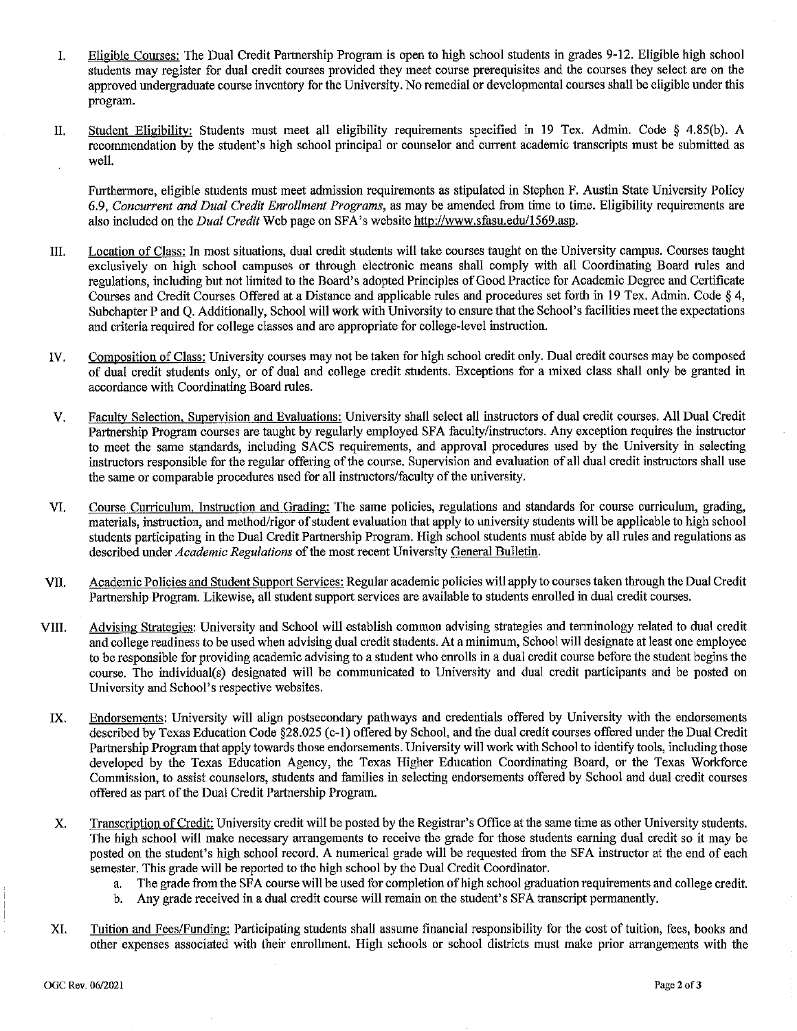I. Eligible Courses: The Dual Credit Partnership Program is open to high school students in grades 9-12. Eligible high school students may register for dual credit courses provided they meet course prerequisites and the courses they select are on the approved undergraduate course inventory for the University. No remedial or developmental courses shall be eligible under this program.

II. Student Eligibility: Students must meet all eligibility requirements specified in 19 Tex. Admin. Code § 4.85(b). A recommendation by the student's high school principal or counselor and current academic transcripts must be submitted as well.

Furthermore, eligible students must meet admission requirements as stipulated in Stephen F. Austin State University Policy 6.9, *Concurrent and Dual Credit Enrollment Programs*, as may be amended from time to time. Eligibility requirements are also included on the *Dual Credit* Web page on SFA's website http://www.sfasu.edu/1569.asp.

III. Location of Class: In most situations, dual credit students will take courses taught on the University campus. Courses taught exclusively on high school campuses or through electronic means shall comply with all Coordinating Board rules and regulations, including but not limited to the Board's adopted Principles of Good Practice for Academic Degree and Certificate Courses and Credit Courses Offered at a Distance and applicable rules and procedures set forth in 19 Tex. Admin. Code § 4, Subchapter P and Q. Additionally, School will work with University to ensure that the School's facilities meet the expectations and criteria required for college classes and are appropriate for college-level instruction.

IV. Composition of Class: University courses may not be taken for high school credit only. Dual credit courses may be composed of dual credit students only, or of dual and college credit students. Exceptions for a mixed class shall only be granted in accordance with Coordinating Board rules.

V. Faculty Selection, Supervision and Evaluations: University shall select all instructors of dual credit courses. All Dual Credit Partnership Program courses are taught by regularly employed SFA faculty/instructors. Any exception requires the instructor to meet the same standards, including SACS requirements, and approval procedures used by the University in selecting instructors responsible for the regular offering of the course. Supervision and evaluation of all dual credit instructors shall use the same or comparable procedures used for all instructors/faculty of the university.

VI. Course Curriculum, Instruction and Grading: The same policies, regulations and standards for course curriculum, grading, materials, instruction, and method/rigor of student evaluation that apply to university students will be applicable to high school students participating in the Dual Credit Partnership Program. High school students must abide by all rules and regulations as described under *Academic Regulations* of the most recent University General Bulletin.

VII. Academic Policies and Student Support Services: Regular academic policies will apply to courses taken through the Dual Credit Partnership Program. Likewise, all student support services are available to students enrolled in dual credit courses.

VIII. Advising Strategies: University and School will establish common advising strategies and terminology related to dual credit and college readiness to be used when advising dual credit students. At a minimum, School will designate at least one employee to be responsible for providing academic advising to a student who enrolls in a dual credit course before the student begins the course. The individual(s) designated will be communicated to University and dual credit participants and be posted on University and School's respective websites.

IX. Endorsements: University will align postsecondary pathways and credentials offered by University with the endorsements described by Texas Education Code §28.025 (c-1) offered by School, and the dual credit courses offered under the Dual Credit Partnership Program that apply towards those endorsements. University will work with School to identify tools, including those developed by the Texas Education Agency, the Texas Higher Education Coordinating Board, or the Texas Workforce Commission, to assist counselors, students and families in selecting endorsements offered by School and dual credit courses offered as part of the Dual Credit Partnership Program.

X. Transcription of Credit: University credit will be posted by the Registrar's Office at the same time as other University students. The high school will make necessary arrangements to receive the grade for those students earning dual credit so it may be posted on the student's high school record. A numerical grade will be requested from the SFA instructor at the end of each semester. This grade will be reported to the high school by the Dual Credit Coordinator.
   a. The grade from the SFA course will be used for completion of high school graduation requirements and college credit.
   b. Any grade received in a dual credit course will remain on the student's SFA transcript permanently.

XI. Tuition and Fees/Funding: Participating students shall assume financial responsibility for the cost of tuition, fees, books and other expenses associated with their enrollment. High schools or school districts must make prior arrangements with the

OGC Rev. 06/2021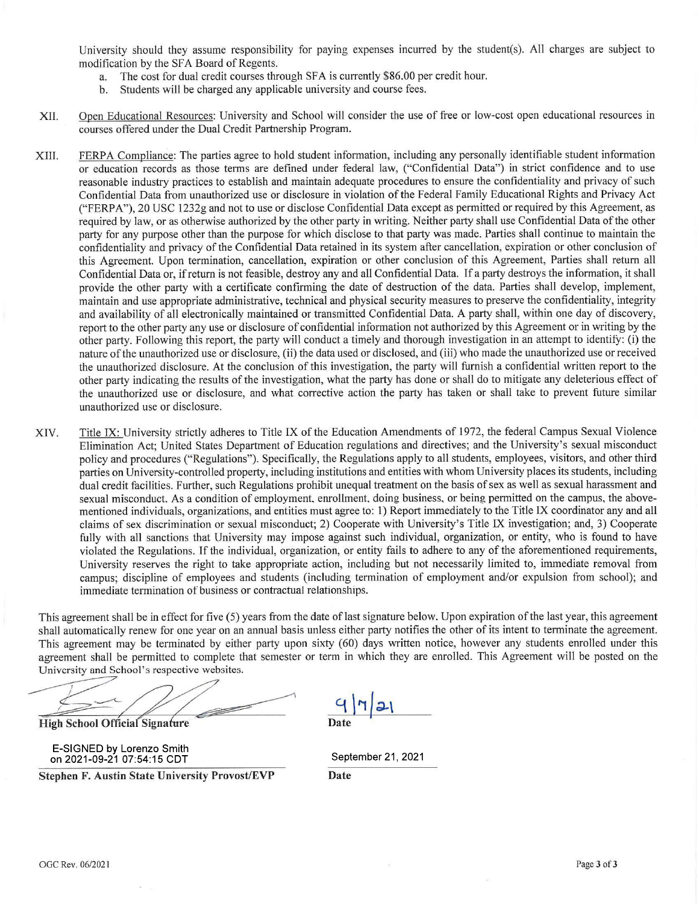University should they assume responsibility for paying expenses incurred by the student(s). All charges are subject to modification by the SFA Board of Regents.

a. The cost for dual credit courses through SFA is currently $86.00 per credit hour.
b. Students will be charged any applicable university and course fees.

XII. Open Educational Resources: University and School will consider the use of free or low-cost open educational resources in courses offered under the Dual Credit Partnership Program.

XIII. FERPA Compliance: The parties agree to hold student information, including any personally identifiable student information or education records as those terms are defined under federal law, ("Confidential Data") in strict confidence and to use reasonable industry practices to establish and maintain adequate procedures to ensure the confidentiality and privacy of such Confidential Data from unauthorized use or disclosure in violation of the Federal Family Educational Rights and Privacy Act ("FERPA"), 20 USC 1232g and not to use or disclose Confidential Data except as permitted or required by this Agreement, as required by law, or as otherwise authorized by the other party in writing. Neither party shall use Confidential Data of the other party for any purpose other than the purpose for which disclose to that party was made. Parties shall continue to maintain the confidentiality and privacy of the Confidential Data retained in its system after cancellation, expiration or other conclusion of this Agreement. Upon termination, cancellation, expiration or other conclusion of this Agreement, Parties shall return all Confidential Data or, if return is not feasible, destroy any and all Confidential Data. If a party destroys the information, it shall provide the other party with a certificate confirming the date of destruction of the data. Parties shall develop, implement, maintain and use appropriate administrative, technical and physical security measures to preserve the confidentiality, integrity and availability of all electronically maintained or transmitted Confidential Data. A party shall, within one day of discovery, report to the other party any use or disclosure of confidential information not authorized by this Agreement or in writing by the other party. Following this report, the party will conduct a timely and thorough investigation in an attempt to identify: (i) the nature of the unauthorized use or disclosure, (ii) the data used or disclosed, and (iii) who made the unauthorized use or received the unauthorized disclosure. At the conclusion of this investigation, the party will furnish a confidential written report to the other party indicating the results of the investigation, what the party has done or shall do to mitigate any deleterious effect of the unauthorized use or disclosure, and what corrective action the party has taken or shall take to prevent future similar unauthorized use or disclosure.

XIV. Title IX: University strictly adheres to Title IX of the Education Amendments of 1972, the federal Campus Sexual Violence Elimination Act; United States Department of Education regulations and directives; and the University's sexual misconduct policy and procedures ("Regulations"). Specifically, the Regulations apply to all students, employees, visitors, and other third parties on University-controlled property, including institutions and entities with whom University places its students, including dual credit facilities. Further, such Regulations prohibit unequal treatment on the basis of sex as well as sexual harassment and sexual misconduct. As a condition of employment, enrollment, doing business, or being permitted on the campus, the above-mentioned individuals, organizations, and entities must agree to: 1) Report immediately to the Title IX coordinator any and all claims of sex discrimination or sexual misconduct; 2) Cooperate with University's Title IX investigation; and, 3) Cooperate fully with all sanctions that University may impose against such individual, organization, or entity, who is found to have violated the Regulations. If the individual, organization, or entity fails to adhere to any of the aforementioned requirements, University reserves the right to take appropriate action, including but not necessarily limited to, immediate removal from campus; discipline of employees and students (including termination of employment and/or expulsion from school); and immediate termination of business or contractual relationships.

This agreement shall be in effect for five (5) years from the date of last signature below. Upon expiration of the last year, this agreement shall automatically renew for one year on an annual basis unless either party notifies the other of its intent to terminate the agreement. This agreement may be terminated by either party upon sixty (60) days written notice, however any students enrolled under this agreement shall be permitted to complete that semester or term in which they are enrolled. This Agreement will be posted on the University and School's respective websites.

**High School Official Signature** — **Date**: 9/7/21

E-SIGNED by Lorenzo Smith on 2021-09-21 07:54:15 CDT

**Stephen F. Austin State University Provost/EVP** — **Date**: September 21, 2021

OGC Rev. 06/2021